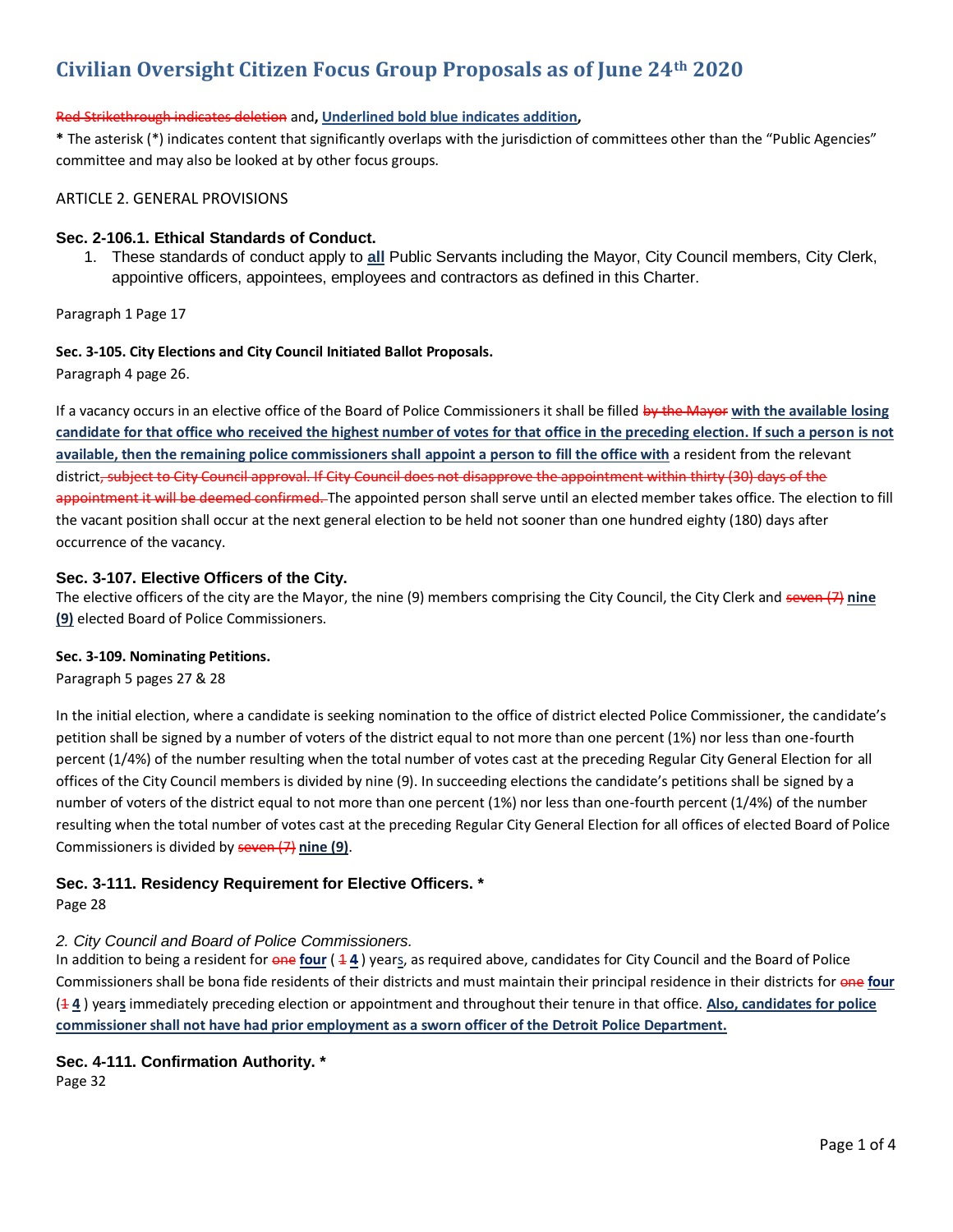# Civilian Oversight Citizen Focus Group Proposals as of June 24th 2020

~~Red Strikethrough indicates deletion~~ and, **<u>Underlined bold blue indicates addition</u>**,

**\*** The asterisk (\*) indicates content that significantly overlaps with the jurisdiction of committees other than the "Public Agencies" committee and may also be looked at by other focus groups.

ARTICLE 2. GENERAL PROVISIONS

### Sec. 2-106.1. Ethical Standards of Conduct.

1. These standards of conduct apply to **<u>all</u>** Public Servants including the Mayor, City Council members, City Clerk, appointive officers, appointees, employees and contractors as defined in this Charter.

Paragraph 1 Page 17

**Sec. 3-105. City Elections and City Council Initiated Ballot Proposals.**

Paragraph 4 page 26.

If a vacancy occurs in an elective office of the Board of Police Commissioners it shall be filled ~~by the Mayor~~ **<u>with the available losing candidate for that office who received the highest number of votes for that office in the preceding election. If such a person is not available, then the remaining police commissioners shall appoint a person to fill the office with</u>** a resident from the relevant district~~, subject to City Council approval. If City Council does not disapprove the appointment within thirty (30) days of the appointment it will be deemed confirmed.~~ The appointed person shall serve until an elected member takes office. The election to fill the vacant position shall occur at the next general election to be held not sooner than one hundred eighty (180) days after occurrence of the vacancy.

### Sec. 3-107. Elective Officers of the City.

The elective officers of the city are the Mayor, the nine (9) members comprising the City Council, the City Clerk and ~~seven (7)~~ **<u>nine (9)</u>** elected Board of Police Commissioners.

**Sec. 3-109. Nominating Petitions.**

Paragraph 5 pages 27 & 28

In the initial election, where a candidate is seeking nomination to the office of district elected Police Commissioner, the candidate's petition shall be signed by a number of voters of the district equal to not more than one percent (1%) nor less than one-fourth percent (1/4%) of the number resulting when the total number of votes cast at the preceding Regular City General Election for all offices of the City Council members is divided by nine (9). In succeeding elections the candidate's petitions shall be signed by a number of voters of the district equal to not more than one percent (1%) nor less than one-fourth percent (1/4%) of the number resulting when the total number of votes cast at the preceding Regular City General Election for all offices of elected Board of Police Commissioners is divided by ~~seven (7)~~ **<u>nine (9)</u>**.

### Sec. 3-111. Residency Requirement for Elective Officers. *

Page 28

*2. City Council and Board of Police Commissioners.*

In addition to being a resident for ~~one~~ **<u>four</u>** ( ~~1~~ **<u>4</u>** ) year**<u>s</u>**, as required above, candidates for City Council and the Board of Police Commissioners shall be bona fide residents of their districts and must maintain their principal residence in their districts for ~~one~~ **<u>four</u>** (~~1~~ **<u>4</u>** ) year**<u>s</u>** immediately preceding election or appointment and throughout their tenure in that office. **<u>Also, candidates for police commissioner shall not have had prior employment as a sworn officer of the Detroit Police Department.</u>**

### Sec. 4-111. Confirmation Authority. *

Page 32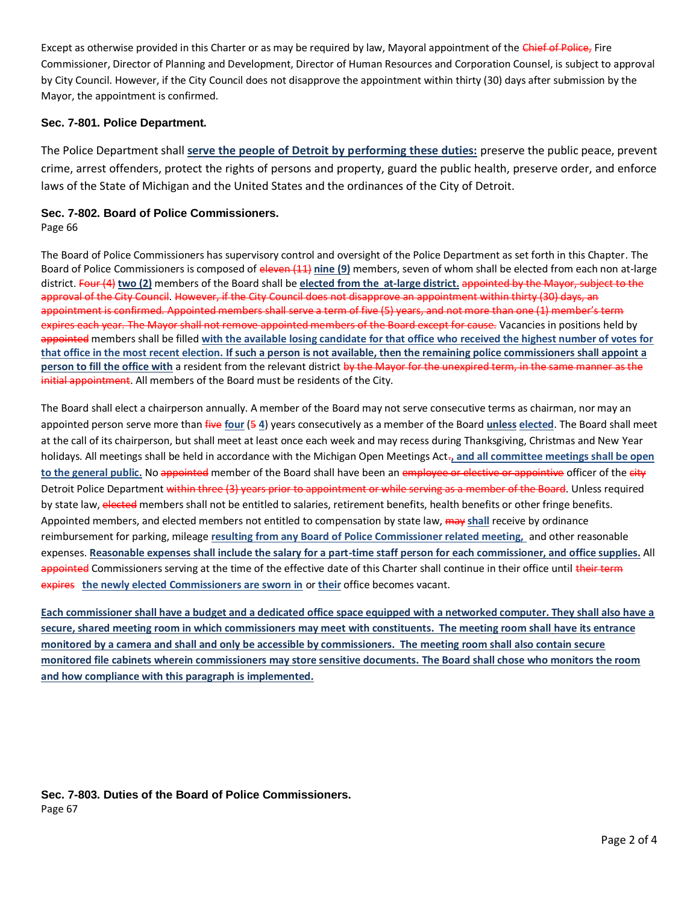Except as otherwise provided in this Charter or as may be required by law, Mayoral appointment of the ~~Chief of Police,~~ Fire Commissioner, Director of Planning and Development, Director of Human Resources and Corporation Counsel, is subject to approval by City Council. However, if the City Council does not disapprove the appointment within thirty (30) days after submission by the Mayor, the appointment is confirmed.

### Sec. 7-801. Police Department.

The Police Department shall **serve the people of Detroit by performing these duties:** preserve the public peace, prevent crime, arrest offenders, protect the rights of persons and property, guard the public health, preserve order, and enforce laws of the State of Michigan and the United States and the ordinances of the City of Detroit.

### Sec. 7-802. Board of Police Commissioners.

Page 66

The Board of Police Commissioners has supervisory control and oversight of the Police Department as set forth in this Chapter. The Board of Police Commissioners is composed of ~~eleven (11)~~ **nine (9)** members, seven of whom shall be elected from each non at-large district. ~~Four (4)~~ **two (2)** members of the Board shall be **elected from the at-large district.** ~~appointed by the Mayor, subject to the approval of the City Council. However, if the City Council does not disapprove an appointment within thirty (30) days, an appointment is confirmed. Appointed members shall serve a term of five (5) years, and not more than one (1) member's term expires each year. The Mayor shall not remove appointed members of the Board except for cause.~~ Vacancies in positions held by ~~appointed~~ members shall be filled **with the available losing candidate for that office who received the highest number of votes for that office in the most recent election. If such a person is not available, then the remaining police commissioners shall appoint a person to fill the office with** a resident from the relevant district ~~by the Mayor for the unexpired term, in the same manner as the initial appointment~~. All members of the Board must be residents of the City.

The Board shall elect a chairperson annually. A member of the Board may not serve consecutive terms as chairman, nor may an appointed person serve more than ~~five~~ **four** (~~5~~ **4**) years consecutively as a member of the Board **unless elected**. The Board shall meet at the call of its chairperson, but shall meet at least once each week and may recess during Thanksgiving, Christmas and New Year holidays. All meetings shall be held in accordance with the Michigan Open Meetings Act~~.~~**, and all committee meetings shall be open to the general public.** No ~~appointed~~ member of the Board shall have been an ~~employee or elective or appointive~~ officer of the ~~city~~ Detroit Police Department ~~within three (3) years prior to appointment or while serving as a member of the Board~~. Unless required by state law, ~~elected~~ members shall not be entitled to salaries, retirement benefits, health benefits or other fringe benefits. Appointed members, and elected members not entitled to compensation by state law, ~~may~~ **shall** receive by ordinance reimbursement for parking, mileage **resulting from any Board of Police Commissioner related meeting,** and other reasonable expenses. **Reasonable expenses shall include the salary for a part-time staff person for each commissioner, and office supplies.** All ~~appointed~~ Commissioners serving at the time of the effective date of this Charter shall continue in their office until ~~their term expires~~ **the newly elected Commissioners are sworn in** or **their** office becomes vacant.

**Each commissioner shall have a budget and a dedicated office space equipped with a networked computer. They shall also have a secure, shared meeting room in which commissioners may meet with constituents. The meeting room shall have its entrance monitored by a camera and shall and only be accessible by commissioners. The meeting room shall also contain secure monitored file cabinets wherein commissioners may store sensitive documents. The Board shall chose who monitors the room and how compliance with this paragraph is implemented.**

### Sec. 7-803. Duties of the Board of Police Commissioners.

Page 67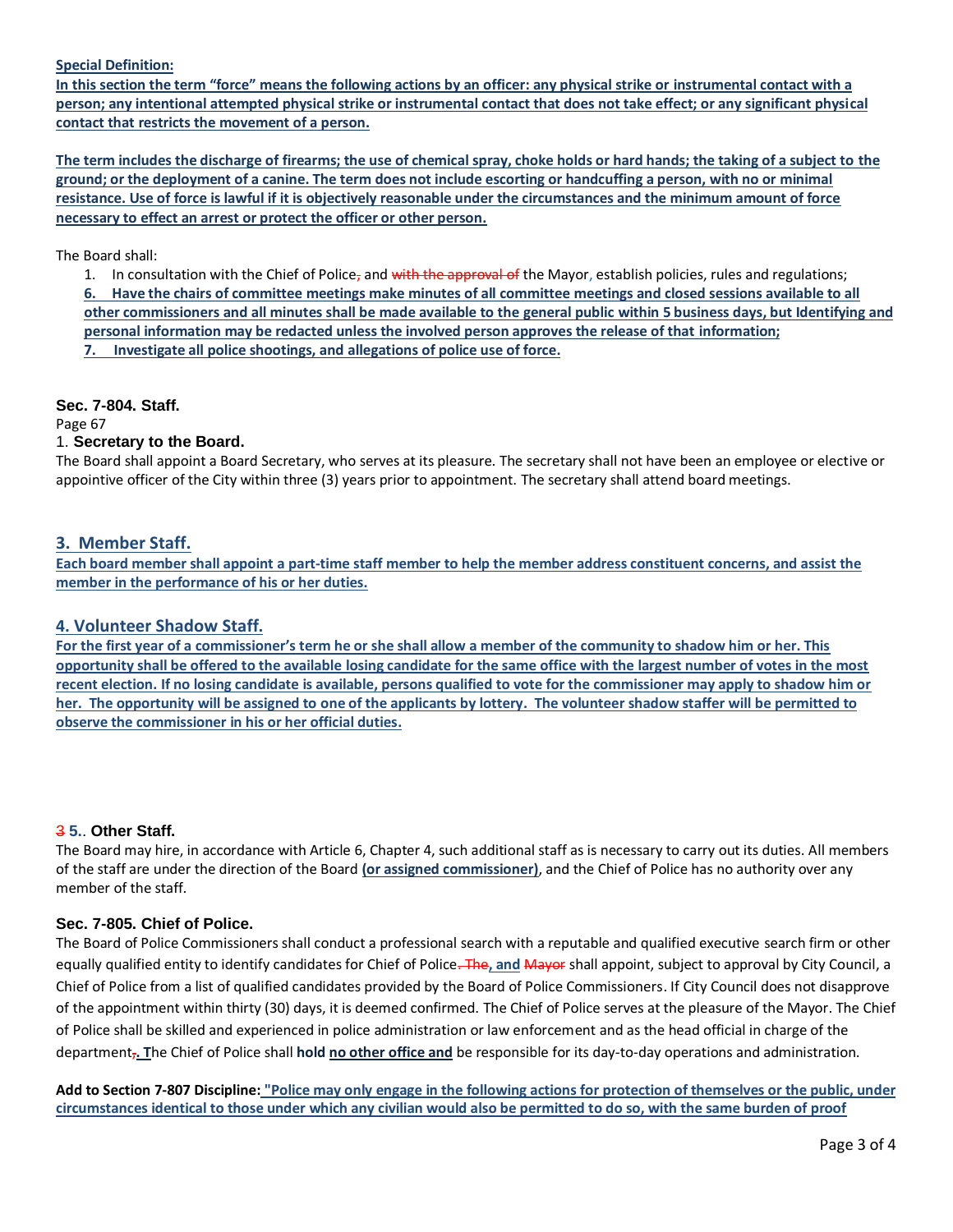**Special Definition:**

**In this section the term "force" means the following actions by an officer: any physical strike or instrumental contact with a person; any intentional attempted physical strike or instrumental contact that does not take effect; or any significant physical contact that restricts the movement of a person.**

**The term includes the discharge of firearms; the use of chemical spray, choke holds or hard hands; the taking of a subject to the ground; or the deployment of a canine. The term does not include escorting or handcuffing a person, with no or minimal resistance. Use of force is lawful if it is objectively reasonable under the circumstances and the minimum amount of force necessary to effect an arrest or protect the officer or other person.**

The Board shall:

1. In consultation with the Chief of Police~~,~~ and ~~with the approval of~~ the Mayor, establish policies, rules and regulations;

**6. Have the chairs of committee meetings make minutes of all committee meetings and closed sessions available to all other commissioners and all minutes shall be made available to the general public within 5 business days, but Identifying and personal information may be redacted unless the involved person approves the release of that information;**

**7. Investigate all police shootings, and allegations of police use of force.**

### Sec. 7-804. Staff.

Page 67

1. **Secretary to the Board.**

The Board shall appoint a Board Secretary, who serves at its pleasure. The secretary shall not have been an employee or elective or appointive officer of the City within three (3) years prior to appointment. The secretary shall attend board meetings.

**3. Member Staff.**

**Each board member shall appoint a part-time staff member to help the member address constituent concerns, and assist the member in the performance of his or her duties.**

**4. Volunteer Shadow Staff.**

**For the first year of a commissioner's term he or she shall allow a member of the community to shadow him or her. This opportunity shall be offered to the available losing candidate for the same office with the largest number of votes in the most recent election. If no losing candidate is available, persons qualified to vote for the commissioner may apply to shadow him or her. The opportunity will be assigned to one of the applicants by lottery. The volunteer shadow staffer will be permitted to observe the commissioner in his or her official duties.**

~~3~~ **5.. Other Staff.**

The Board may hire, in accordance with Article 6, Chapter 4, such additional staff as is necessary to carry out its duties. All members of the staff are under the direction of the Board **(or assigned commissioner)**, and the Chief of Police has no authority over any member of the staff.

### Sec. 7-805. Chief of Police.

The Board of Police Commissioners shall conduct a professional search with a reputable and qualified executive search firm or other equally qualified entity to identify candidates for Chief of Police~~. The~~**, and** ~~Mayor~~ shall appoint, subject to approval by City Council, a Chief of Police from a list of qualified candidates provided by the Board of Police Commissioners. If City Council does not disapprove of the appointment within thirty (30) days, it is deemed confirmed. The Chief of Police serves at the pleasure of the Mayor. The Chief of Police shall be skilled and experienced in police administration or law enforcement and as the head official in charge of the department~~,~~**. T**he Chief of Police shall **hold no other office and** be responsible for its day-to-day operations and administration.

**Add to Section 7-807 Discipline: "Police may only engage in the following actions for protection of themselves or the public, under circumstances identical to those under which any civilian would also be permitted to do so, with the same burden of proof**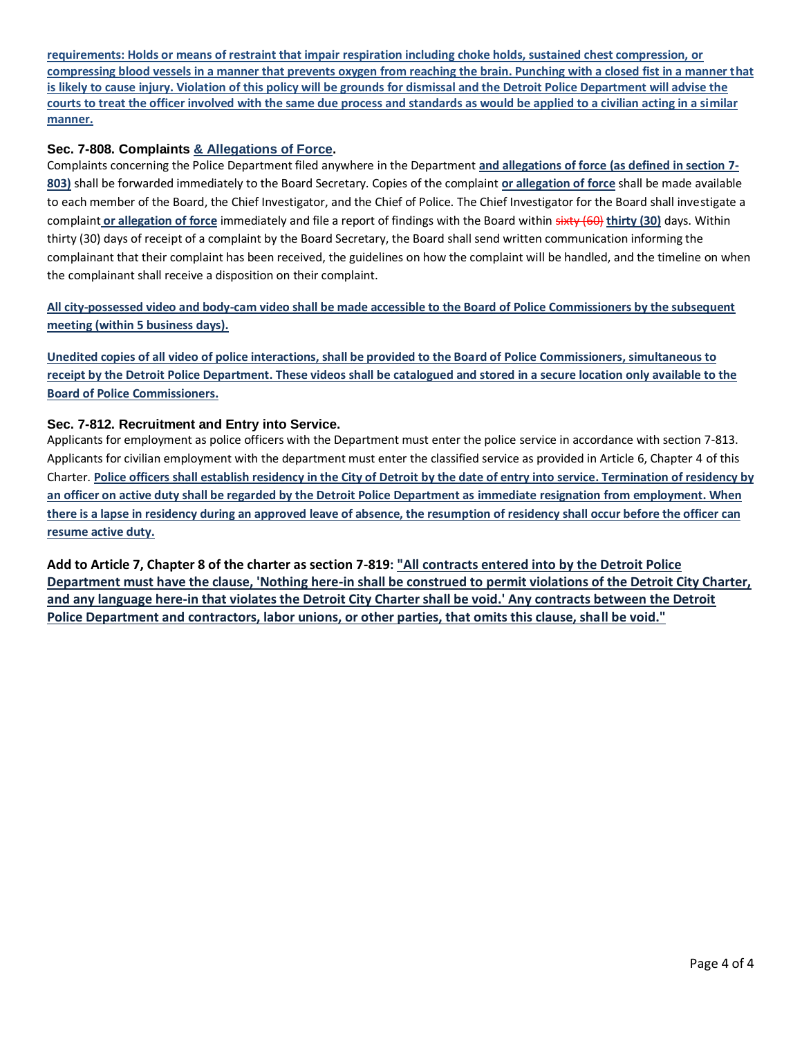**requirements: Holds or means of restraint that impair respiration including choke holds, sustained chest compression, or compressing blood vessels in a manner that prevents oxygen from reaching the brain. Punching with a closed fist in a manner that is likely to cause injury. Violation of this policy will be grounds for dismissal and the Detroit Police Department will advise the courts to treat the officer involved with the same due process and standards as would be applied to a civilian acting in a similar manner.**

### Sec. 7-808. Complaints & Allegations of Force.

Complaints concerning the Police Department filed anywhere in the Department **and allegations of force (as defined in section 7-803)** shall be forwarded immediately to the Board Secretary. Copies of the complaint **or allegation of force** shall be made available to each member of the Board, the Chief Investigator, and the Chief of Police. The Chief Investigator for the Board shall investigate a complaint **or allegation of force** immediately and file a report of findings with the Board within ~~sixty (60)~~ **thirty (30)** days. Within thirty (30) days of receipt of a complaint by the Board Secretary, the Board shall send written communication informing the complainant that their complaint has been received, the guidelines on how the complaint will be handled, and the timeline on when the complainant shall receive a disposition on their complaint.

**All city-possessed video and body-cam video shall be made accessible to the Board of Police Commissioners by the subsequent meeting (within 5 business days).**

**Unedited copies of all video of police interactions, shall be provided to the Board of Police Commissioners, simultaneous to receipt by the Detroit Police Department. These videos shall be catalogued and stored in a secure location only available to the Board of Police Commissioners.**

### Sec. 7-812. Recruitment and Entry into Service.

Applicants for employment as police officers with the Department must enter the police service in accordance with section 7-813. Applicants for civilian employment with the department must enter the classified service as provided in Article 6, Chapter 4 of this Charter. **Police officers shall establish residency in the City of Detroit by the date of entry into service. Termination of residency by an officer on active duty shall be regarded by the Detroit Police Department as immediate resignation from employment. When there is a lapse in residency during an approved leave of absence, the resumption of residency shall occur before the officer can resume active duty.**

**Add to Article 7, Chapter 8 of the charter as section 7-819: "All contracts entered into by the Detroit Police Department must have the clause, 'Nothing here-in shall be construed to permit violations of the Detroit City Charter, and any language here-in that violates the Detroit City Charter shall be void.' Any contracts between the Detroit Police Department and contractors, labor unions, or other parties, that omits this clause, shall be void."**